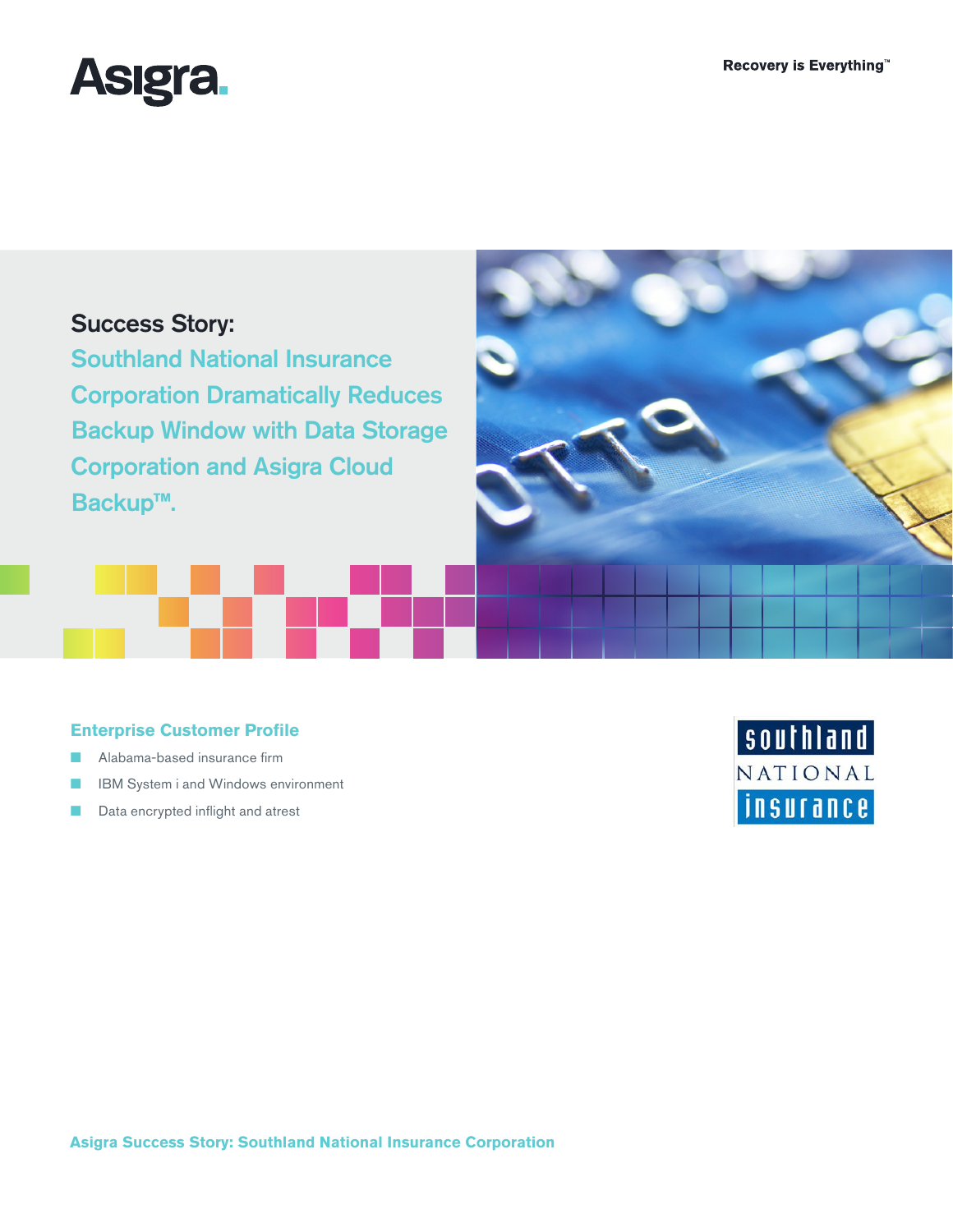Asigra.

Recovery is Everything™

# Success Story:

## Southland National Insurance Corporation Dramatically Reduces Backup Window with Data Storage Corporation and Asigra Cloud Backup™.

### Enterprise Customer Profile

- Alabama-based insurance firm
- IBM System i and Windows environment
- Data encrypted inflight and atrest

southland NATIONAL insurance

Asigra Success Story: Southland National Insurance Corporation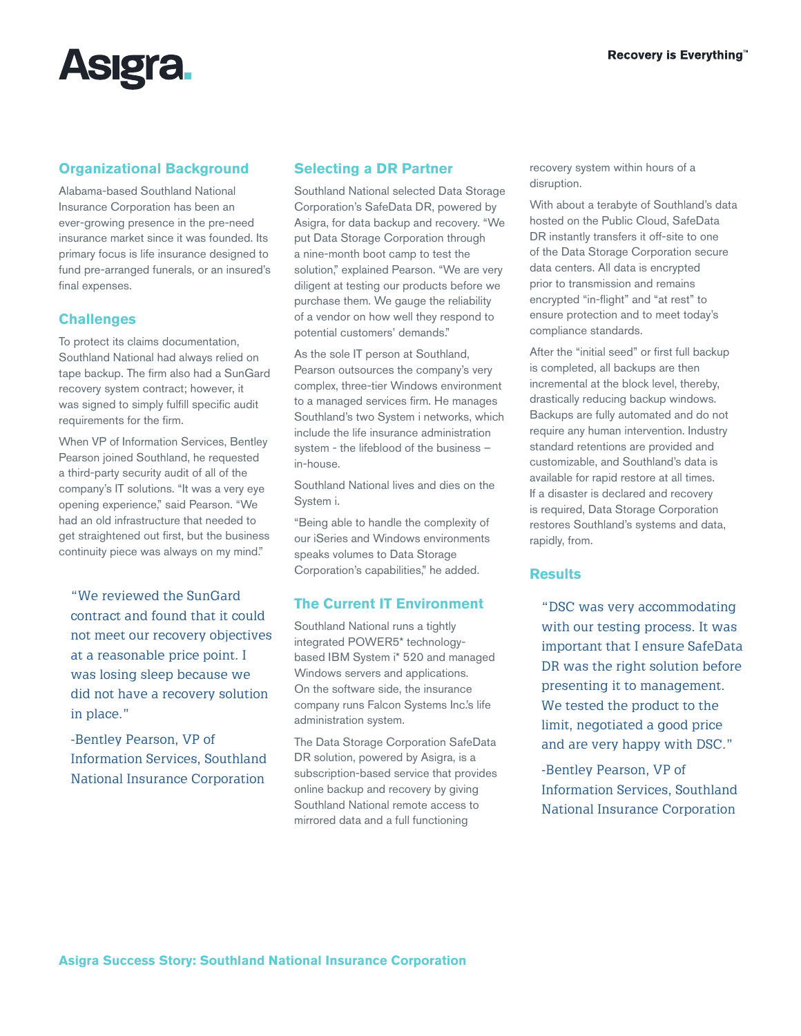## Organizational Background

Alabama-based Southland National Insurance Corporation has been an ever-growing presence in the pre-need insurance market since it was founded. Its primary focus is life insurance designed to fund pre-arranged funerals, or an insured's final expenses.

## Challenges

To protect its claims documentation, Southland National had always relied on tape backup. The firm also had a SunGard recovery system contract; however, it was signed to simply fulfill specific audit requirements for the firm.

When VP of Information Services, Bentley Pearson joined Southland, he requested a third-party security audit of all of the company's IT solutions. "It was a very eye opening experience," said Pearson. "We had an old infrastructure that needed to get straightened out first, but the business continuity piece was always on my mind."

> "We reviewed the SunGard contract and found that it could not meet our recovery objectives at a reasonable price point. I was losing sleep because we did not have a recovery solution in place."
>
> -Bentley Pearson, VP of Information Services, Southland National Insurance Corporation

## Selecting a DR Partner

Southland National selected Data Storage Corporation's SafeData DR, powered by Asigra, for data backup and recovery. "We put Data Storage Corporation through a nine-month boot camp to test the solution," explained Pearson. "We are very diligent at testing our products before we purchase them. We gauge the reliability of a vendor on how well they respond to potential customers' demands."

As the sole IT person at Southland, Pearson outsources the company's very complex, three-tier Windows environment to a managed services firm. He manages Southland's two System i networks, which include the life insurance administration system - the lifeblood of the business – in-house.

Southland National lives and dies on the System i.

"Being able to handle the complexity of our iSeries and Windows environments speaks volumes to Data Storage Corporation's capabilities," he added.

## The Current IT Environment

Southland National runs a tightly integrated POWER5* technology-based IBM System i* 520 and managed Windows servers and applications. On the software side, the insurance company runs Falcon Systems Inc.'s life administration system.

The Data Storage Corporation SafeData DR solution, powered by Asigra, is a subscription-based service that provides online backup and recovery by giving Southland National remote access to mirrored data and a full functioning recovery system within hours of a disruption.

With about a terabyte of Southland's data hosted on the Public Cloud, SafeData DR instantly transfers it off-site to one of the Data Storage Corporation secure data centers. All data is encrypted prior to transmission and remains encrypted "in-flight" and "at rest" to ensure protection and to meet today's compliance standards.

After the "initial seed" or first full backup is completed, all backups are then incremental at the block level, thereby, drastically reducing backup windows. Backups are fully automated and do not require any human intervention. Industry standard retentions are provided and customizable, and Southland's data is available for rapid restore at all times. If a disaster is declared and recovery is required, Data Storage Corporation restores Southland's systems and data, rapidly, from.

## Results

> "DSC was very accommodating with our testing process. It was important that I ensure SafeData DR was the right solution before presenting it to management. We tested the product to the limit, negotiated a good price and are very happy with DSC."
>
> -Bentley Pearson, VP of Information Services, Southland National Insurance Corporation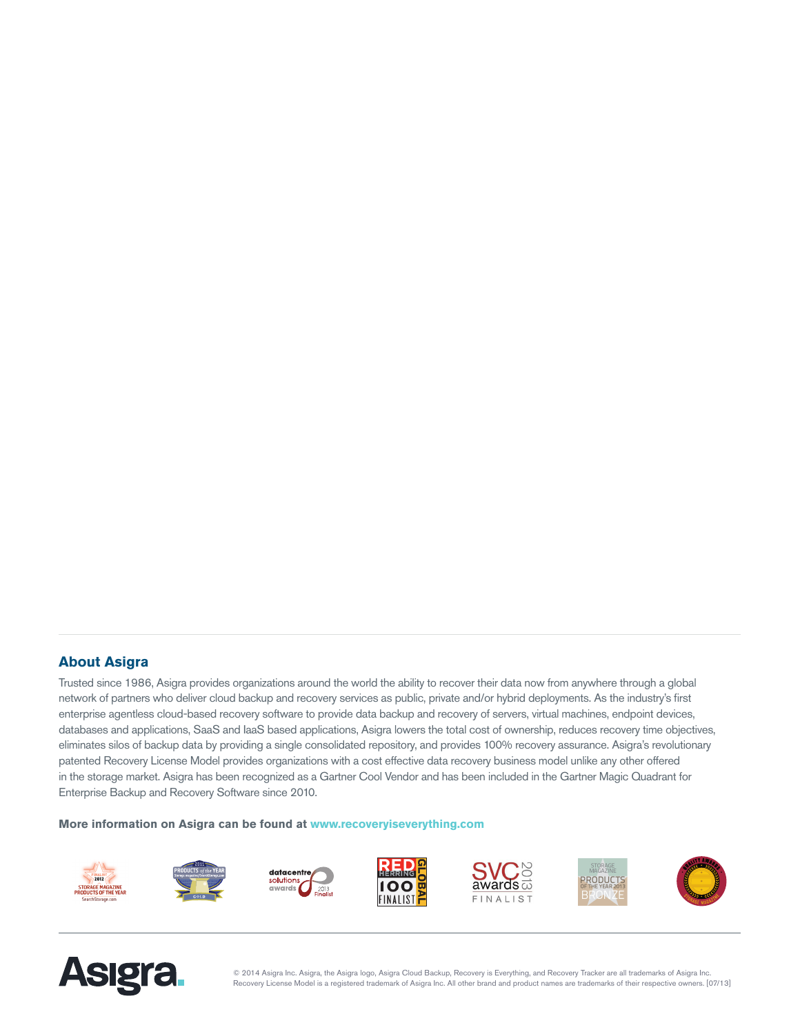## About Asigra

Trusted since 1986, Asigra provides organizations around the world the ability to recover their data now from anywhere through a global network of partners who deliver cloud backup and recovery services as public, private and/or hybrid deployments. As the industry's first enterprise agentless cloud-based recovery software to provide data backup and recovery of servers, virtual machines, endpoint devices, databases and applications, SaaS and IaaS based applications, Asigra lowers the total cost of ownership, reduces recovery time objectives, eliminates silos of backup data by providing a single consolidated repository, and provides 100% recovery assurance. Asigra's revolutionary patented Recovery License Model provides organizations with a cost effective data recovery business model unlike any other offered in the storage market. Asigra has been recognized as a Gartner Cool Vendor and has been included in the Gartner Magic Quadrant for Enterprise Backup and Recovery Software since 2010.

**More information on Asigra can be found at www.recoveryiseverything.com**

© 2014 Asigra Inc. Asigra, the Asigra logo, Asigra Cloud Backup, Recovery is Everything, and Recovery Tracker are all trademarks of Asigra Inc. Recovery License Model is a registered trademark of Asigra Inc. All other brand and product names are trademarks of their respective owners. [07/13]